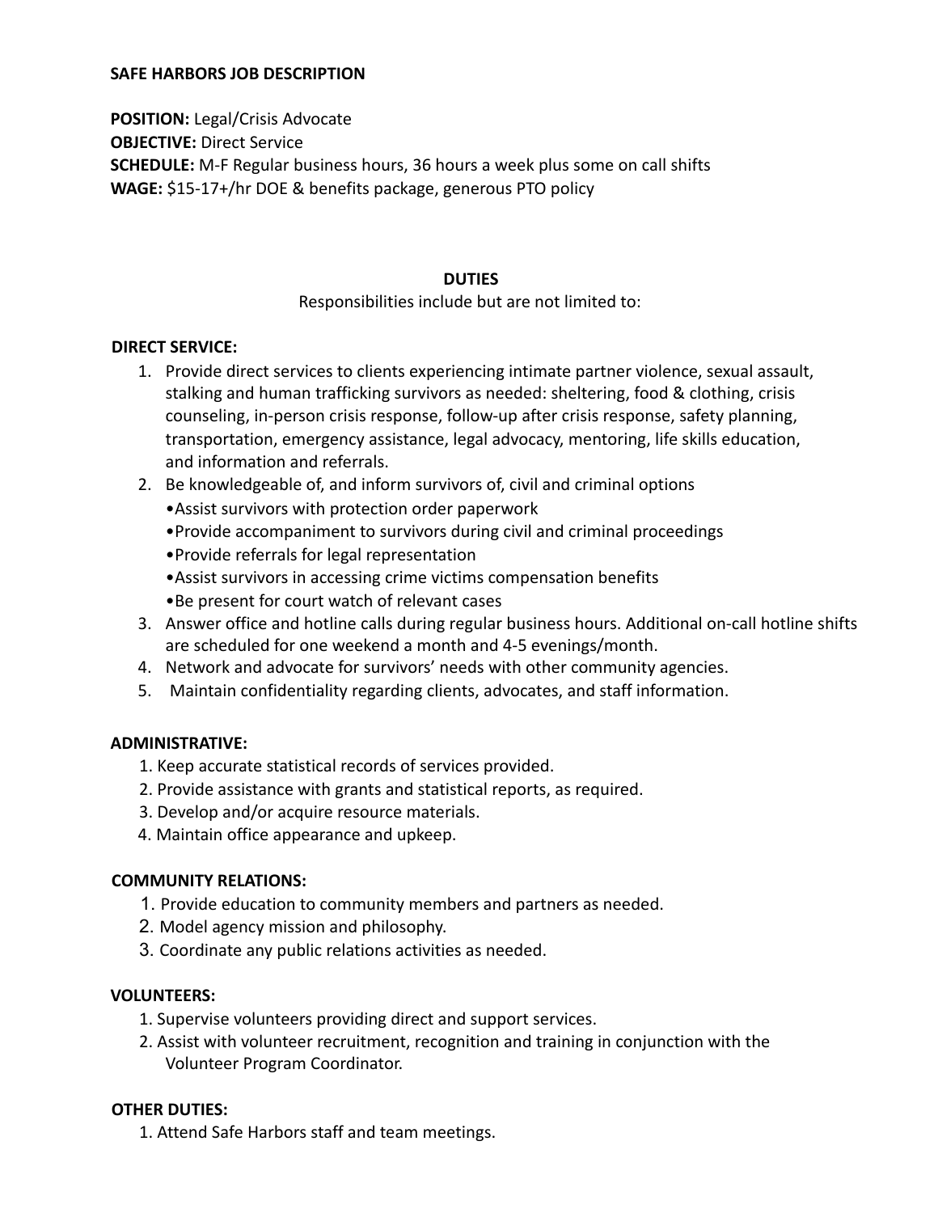**SAFE HARBORS JOB DESCRIPTION**

**POSITION:** Legal/Crisis Advocate
**OBJECTIVE:** Direct Service
**SCHEDULE:** M-F Regular business hours, 36 hours a week plus some on call shifts
**WAGE:** $15-17+/hr DOE & benefits package, generous PTO policy

**DUTIES**

Responsibilities include but are not limited to:

**DIRECT SERVICE:**

1. Provide direct services to clients experiencing intimate partner violence, sexual assault, stalking and human trafficking survivors as needed: sheltering, food & clothing, crisis counseling, in-person crisis response, follow-up after crisis response, safety planning, transportation, emergency assistance, legal advocacy, mentoring, life skills education, and information and referrals.
2. Be knowledgeable of, and inform survivors of, civil and criminal options
   - Assist survivors with protection order paperwork
   - Provide accompaniment to survivors during civil and criminal proceedings
   - Provide referrals for legal representation
   - Assist survivors in accessing crime victims compensation benefits
   - Be present for court watch of relevant cases
3. Answer office and hotline calls during regular business hours. Additional on-call hotline shifts are scheduled for one weekend a month and 4-5 evenings/month.
4. Network and advocate for survivors' needs with other community agencies.
5. Maintain confidentiality regarding clients, advocates, and staff information.

**ADMINISTRATIVE:**

1. Keep accurate statistical records of services provided.
2. Provide assistance with grants and statistical reports, as required.
3. Develop and/or acquire resource materials.
4. Maintain office appearance and upkeep.

**COMMUNITY RELATIONS:**

1. Provide education to community members and partners as needed.
2. Model agency mission and philosophy.
3. Coordinate any public relations activities as needed.

**VOLUNTEERS:**

1. Supervise volunteers providing direct and support services.
2. Assist with volunteer recruitment, recognition and training in conjunction with the Volunteer Program Coordinator.

**OTHER DUTIES:**

1. Attend Safe Harbors staff and team meetings.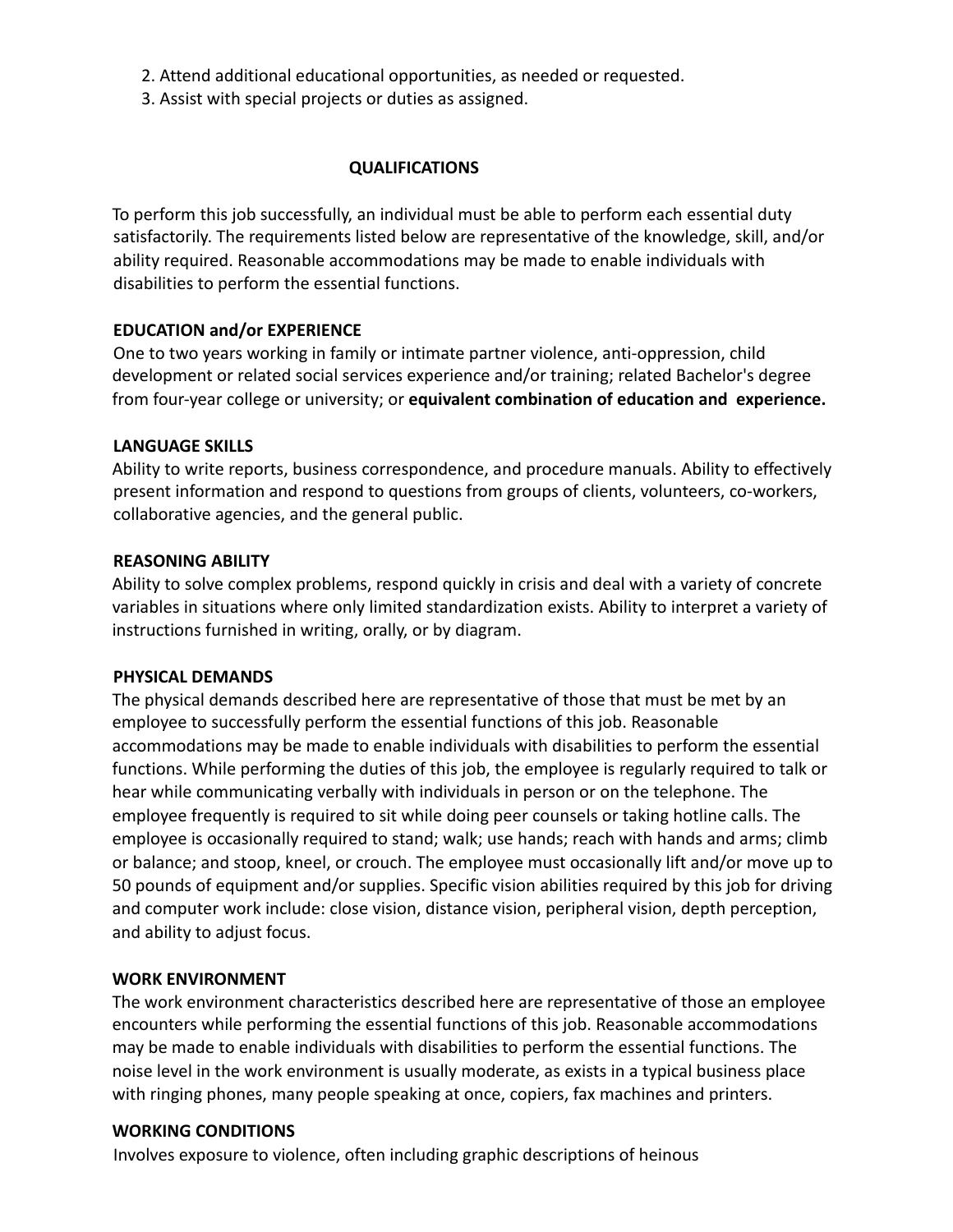2. Attend additional educational opportunities, as needed or requested.
3. Assist with special projects or duties as assigned.

## QUALIFICATIONS

To perform this job successfully, an individual must be able to perform each essential duty satisfactorily. The requirements listed below are representative of the knowledge, skill, and/or ability required. Reasonable accommodations may be made to enable individuals with disabilities to perform the essential functions.

### EDUCATION and/or EXPERIENCE

One to two years working in family or intimate partner violence, anti-oppression, child development or related social services experience and/or training; related Bachelor's degree from four-year college or university; or **equivalent combination of education and experience.**

### LANGUAGE SKILLS

Ability to write reports, business correspondence, and procedure manuals. Ability to effectively present information and respond to questions from groups of clients, volunteers, co-workers, collaborative agencies, and the general public.

### REASONING ABILITY

Ability to solve complex problems, respond quickly in crisis and deal with a variety of concrete variables in situations where only limited standardization exists. Ability to interpret a variety of instructions furnished in writing, orally, or by diagram.

### PHYSICAL DEMANDS

The physical demands described here are representative of those that must be met by an employee to successfully perform the essential functions of this job. Reasonable accommodations may be made to enable individuals with disabilities to perform the essential functions. While performing the duties of this job, the employee is regularly required to talk or hear while communicating verbally with individuals in person or on the telephone. The employee frequently is required to sit while doing peer counsels or taking hotline calls. The employee is occasionally required to stand; walk; use hands; reach with hands and arms; climb or balance; and stoop, kneel, or crouch. The employee must occasionally lift and/or move up to 50 pounds of equipment and/or supplies. Specific vision abilities required by this job for driving and computer work include: close vision, distance vision, peripheral vision, depth perception, and ability to adjust focus.

### WORK ENVIRONMENT

The work environment characteristics described here are representative of those an employee encounters while performing the essential functions of this job. Reasonable accommodations may be made to enable individuals with disabilities to perform the essential functions. The noise level in the work environment is usually moderate, as exists in a typical business place with ringing phones, many people speaking at once, copiers, fax machines and printers.

### WORKING CONDITIONS

Involves exposure to violence, often including graphic descriptions of heinous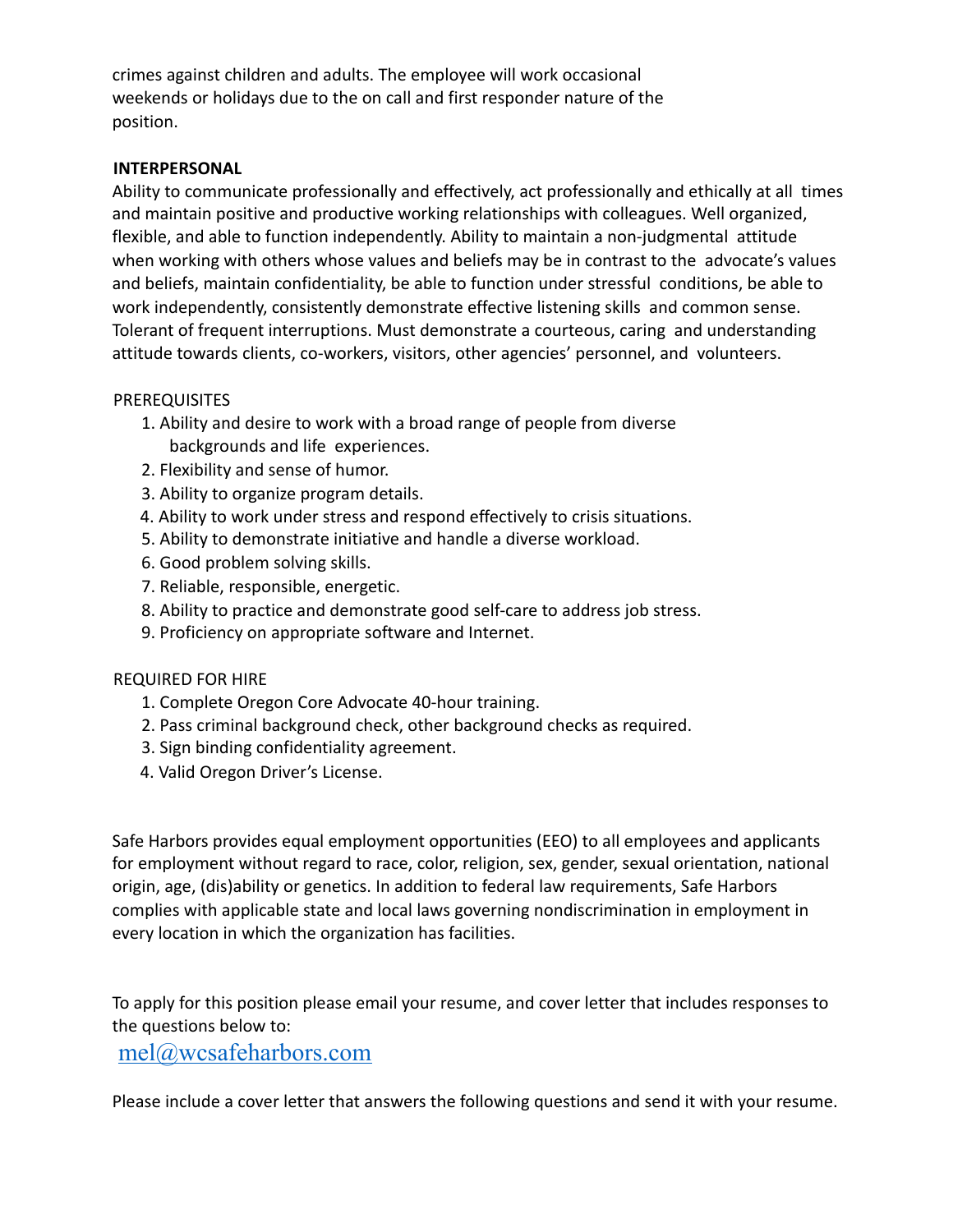crimes against children and adults. The employee will work occasional weekends or holidays due to the on call and first responder nature of the position.

**INTERPERSONAL**

Ability to communicate professionally and effectively, act professionally and ethically at all times and maintain positive and productive working relationships with colleagues. Well organized, flexible, and able to function independently. Ability to maintain a non-judgmental attitude when working with others whose values and beliefs may be in contrast to the advocate's values and beliefs, maintain confidentiality, be able to function under stressful conditions, be able to work independently, consistently demonstrate effective listening skills and common sense. Tolerant of frequent interruptions. Must demonstrate a courteous, caring and understanding attitude towards clients, co-workers, visitors, other agencies' personnel, and volunteers.

PREREQUISITES

1. Ability and desire to work with a broad range of people from diverse backgrounds and life experiences.
2. Flexibility and sense of humor.
3. Ability to organize program details.
4. Ability to work under stress and respond effectively to crisis situations.
5. Ability to demonstrate initiative and handle a diverse workload.
6. Good problem solving skills.
7. Reliable, responsible, energetic.
8. Ability to practice and demonstrate good self-care to address job stress.
9. Proficiency on appropriate software and Internet.

REQUIRED FOR HIRE

1. Complete Oregon Core Advocate 40-hour training.
2. Pass criminal background check, other background checks as required.
3. Sign binding confidentiality agreement.
4. Valid Oregon Driver's License.

Safe Harbors provides equal employment opportunities (EEO) to all employees and applicants for employment without regard to race, color, religion, sex, gender, sexual orientation, national origin, age, (dis)ability or genetics. In addition to federal law requirements, Safe Harbors complies with applicable state and local laws governing nondiscrimination in employment in every location in which the organization has facilities.

To apply for this position please email your resume, and cover letter that includes responses to the questions below to:

mel@wcsafeharbors.com

Please include a cover letter that answers the following questions and send it with your resume.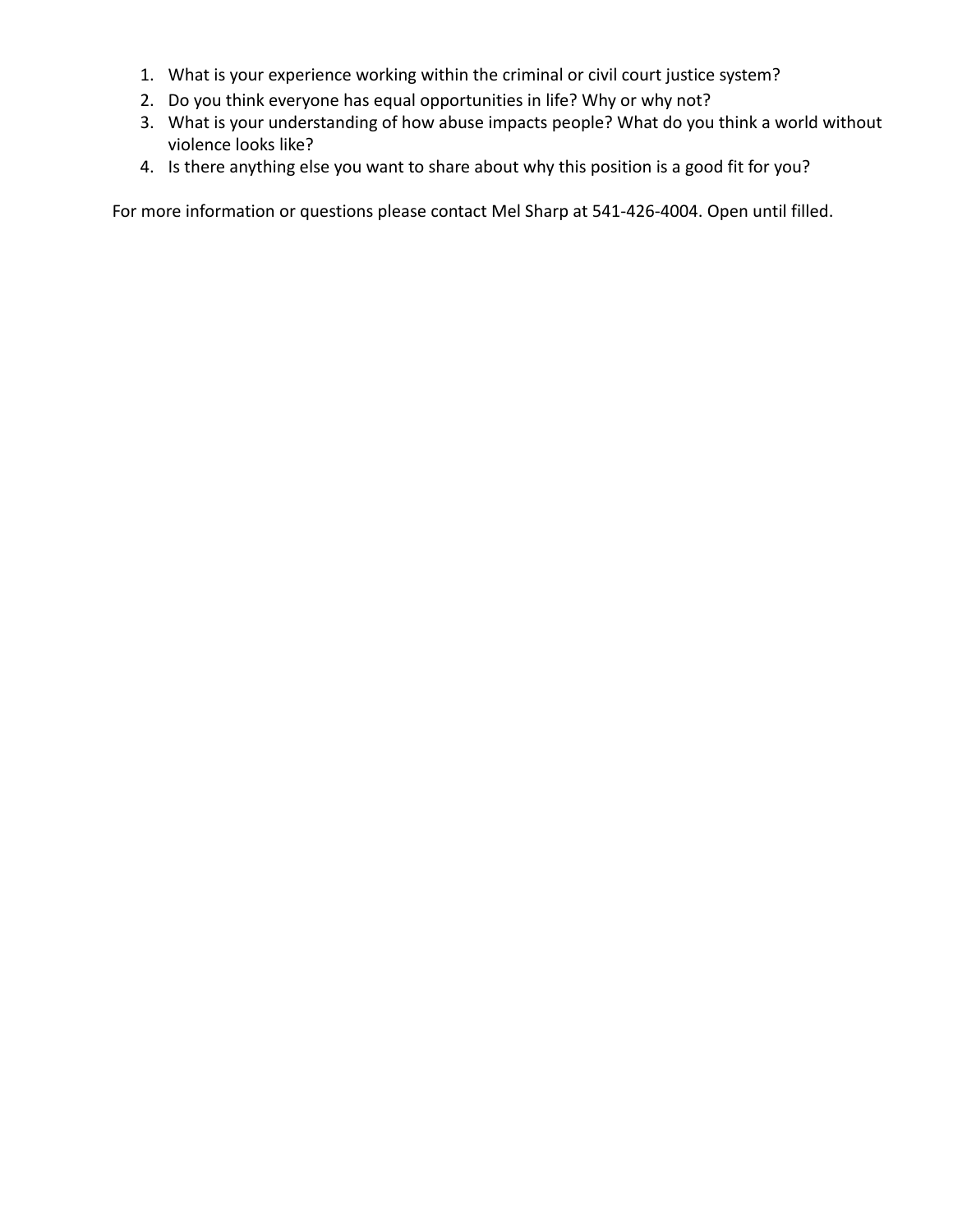1. What is your experience working within the criminal or civil court justice system?
2. Do you think everyone has equal opportunities in life? Why or why not?
3. What is your understanding of how abuse impacts people? What do you think a world without violence looks like?
4. Is there anything else you want to share about why this position is a good fit for you?

For more information or questions please contact Mel Sharp at 541-426-4004. Open until filled.